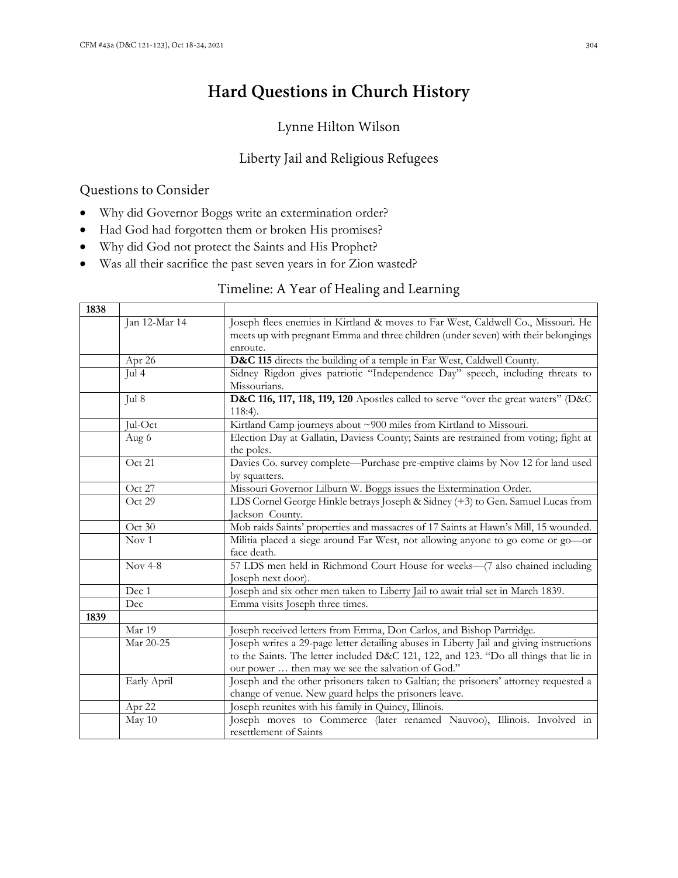# Hard Questions in Church History

## Lynne Hilton Wilson

## Liberty Jail and Religious Refugees

### Questions to Consider

- Why did Governor Boggs write an extermination order?
- Had God had forgotten them or broken His promises?
- Why did God not protect the Saints and His Prophet?
- Was all their sacrifice the past seven years in for Zion wasted?

### Timeline: A Year of Healing and Learning

| **1838** | | |
|---|---|---|
| | Jan 12-Mar 14 | Joseph flees enemies in Kirtland & moves to Far West, Caldwell Co., Missouri. He meets up with pregnant Emma and three children (under seven) with their belongings enroute. |
| | Apr 26 | **D&C 115** directs the building of a temple in Far West, Caldwell County. |
| | Jul 4 | Sidney Rigdon gives patriotic "Independence Day" speech, including threats to Missourians. |
| | Jul 8 | **D&C 116, 117, 118, 119, 120** Apostles called to serve "over the great waters" (D&C 118:4). |
| | Jul-Oct | Kirtland Camp journeys about ~900 miles from Kirtland to Missouri. |
| | Aug 6 | Election Day at Gallatin, Daviess County; Saints are restrained from voting; fight at the poles. |
| | Oct 21 | Davies Co. survey complete—Purchase pre-emptive claims by Nov 12 for land used by squatters. |
| | Oct 27 | Missouri Governor Lilburn W. Boggs issues the Extermination Order. |
| | Oct 29 | LDS Cornel George Hinkle betrays Joseph & Sidney (+3) to Gen. Samuel Lucas from Jackson County. |
| | Oct 30 | Mob raids Saints' properties and massacres of 17 Saints at Hawn's Mill, 15 wounded. |
| | Nov 1 | Militia placed a siege around Far West, not allowing anyone to go come or go—or face death. |
| | Nov 4-8 | 57 LDS men held in Richmond Court House for weeks—(7 also chained including Joseph next door). |
| | Dec 1 | Joseph and six other men taken to Liberty Jail to await trial set in March 1839. |
| | Dec | Emma visits Joseph three times. |
| **1839** | | |
| | Mar 19 | Joseph received letters from Emma, Don Carlos, and Bishop Partridge. |
| | Mar 20-25 | Joseph writes a 29-page letter detailing abuses in Liberty Jail and giving instructions to the Saints. The letter included D&C 121, 122, and 123. "Do all things that lie in our power … then may we see the salvation of God." |
| | Early April | Joseph and the other prisoners taken to Galtian; the prisoners' attorney requested a change of venue. New guard helps the prisoners leave. |
| | Apr 22 | Joseph reunites with his family in Quincy, Illinois. |
| | May 10 | Joseph moves to Commerce (later renamed Nauvoo), Illinois. Involved in resettlement of Saints |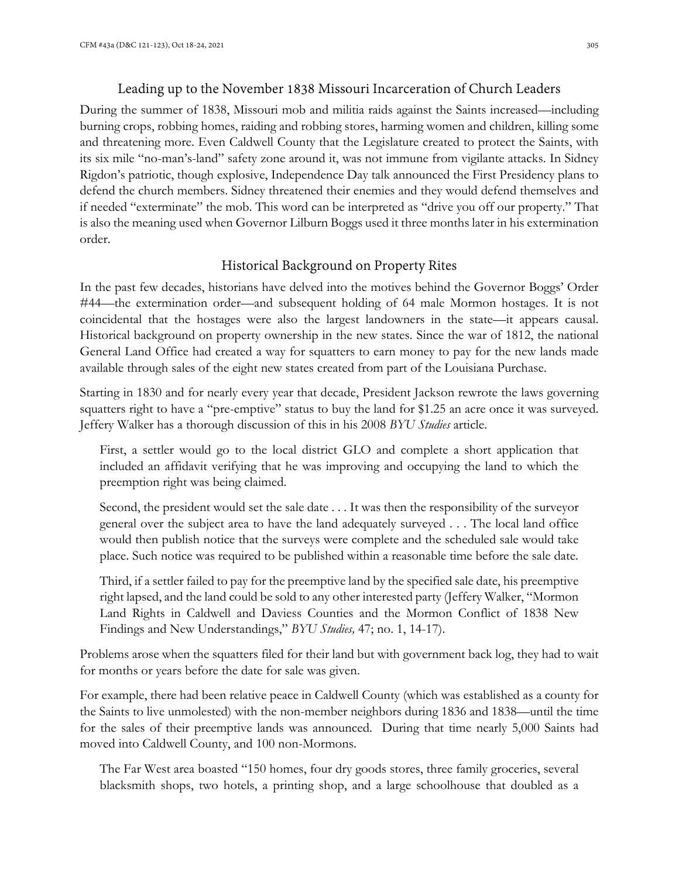## Leading up to the November 1838 Missouri Incarceration of Church Leaders

During the summer of 1838, Missouri mob and militia raids against the Saints increased—including burning crops, robbing homes, raiding and robbing stores, harming women and children, killing some and threatening more. Even Caldwell County that the Legislature created to protect the Saints, with its six mile "no-man's-land" safety zone around it, was not immune from vigilante attacks. In Sidney Rigdon's patriotic, though explosive, Independence Day talk announced the First Presidency plans to defend the church members. Sidney threatened their enemies and they would defend themselves and if needed "exterminate" the mob. This word can be interpreted as "drive you off our property." That is also the meaning used when Governor Lilburn Boggs used it three months later in his extermination order.

## Historical Background on Property Rites

In the past few decades, historians have delved into the motives behind the Governor Boggs' Order #44—the extermination order—and subsequent holding of 64 male Mormon hostages. It is not coincidental that the hostages were also the largest landowners in the state—it appears causal. Historical background on property ownership in the new states. Since the war of 1812, the national General Land Office had created a way for squatters to earn money to pay for the new lands made available through sales of the eight new states created from part of the Louisiana Purchase.

Starting in 1830 and for nearly every year that decade, President Jackson rewrote the laws governing squatters right to have a "pre-emptive" status to buy the land for $1.25 an acre once it was surveyed. Jeffery Walker has a thorough discussion of this in his 2008 *BYU Studies* article.

> First, a settler would go to the local district GLO and complete a short application that included an affidavit verifying that he was improving and occupying the land to which the preemption right was being claimed.
>
> Second, the president would set the sale date . . . It was then the responsibility of the surveyor general over the subject area to have the land adequately surveyed . . . The local land office would then publish notice that the surveys were complete and the scheduled sale would take place. Such notice was required to be published within a reasonable time before the sale date.
>
> Third, if a settler failed to pay for the preemptive land by the specified sale date, his preemptive right lapsed, and the land could be sold to any other interested party (Jeffery Walker, "Mormon Land Rights in Caldwell and Daviess Counties and the Mormon Conflict of 1838 New Findings and New Understandings," *BYU Studies,* 47; no. 1, 14-17).

Problems arose when the squatters filed for their land but with government back log, they had to wait for months or years before the date for sale was given.

For example, there had been relative peace in Caldwell County (which was established as a county for the Saints to live unmolested) with the non-member neighbors during 1836 and 1838—until the time for the sales of their preemptive lands was announced. During that time nearly 5,000 Saints had moved into Caldwell County, and 100 non-Mormons.

> The Far West area boasted "150 homes, four dry goods stores, three family groceries, several blacksmith shops, two hotels, a printing shop, and a large schoolhouse that doubled as a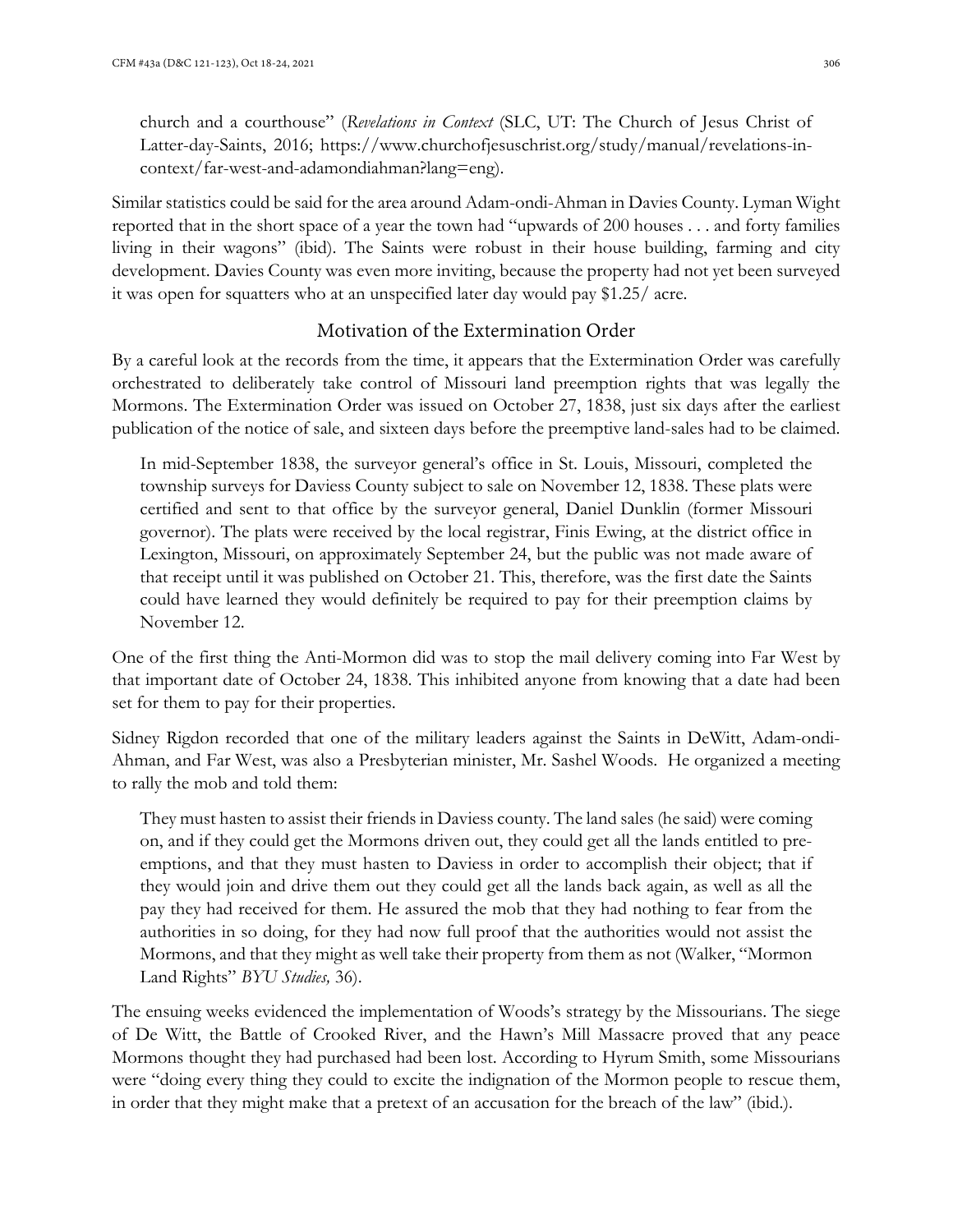church and a courthouse" (*Revelations in Context* (SLC, UT: The Church of Jesus Christ of Latter-day-Saints, 2016; https://www.churchofjesuschrist.org/study/manual/revelations-in-context/far-west-and-adamondiahman?lang=eng).

Similar statistics could be said for the area around Adam-ondi-Ahman in Davies County. Lyman Wight reported that in the short space of a year the town had "upwards of 200 houses . . . and forty families living in their wagons" (ibid). The Saints were robust in their house building, farming and city development. Davies County was even more inviting, because the property had not yet been surveyed it was open for squatters who at an unspecified later day would pay $1.25/ acre.

## Motivation of the Extermination Order

By a careful look at the records from the time, it appears that the Extermination Order was carefully orchestrated to deliberately take control of Missouri land preemption rights that was legally the Mormons. The Extermination Order was issued on October 27, 1838, just six days after the earliest publication of the notice of sale, and sixteen days before the preemptive land-sales had to be claimed.

> In mid-September 1838, the surveyor general's office in St. Louis, Missouri, completed the township surveys for Daviess County subject to sale on November 12, 1838. These plats were certified and sent to that office by the surveyor general, Daniel Dunklin (former Missouri governor). The plats were received by the local registrar, Finis Ewing, at the district office in Lexington, Missouri, on approximately September 24, but the public was not made aware of that receipt until it was published on October 21. This, therefore, was the first date the Saints could have learned they would definitely be required to pay for their preemption claims by November 12.

One of the first thing the Anti-Mormon did was to stop the mail delivery coming into Far West by that important date of October 24, 1838. This inhibited anyone from knowing that a date had been set for them to pay for their properties.

Sidney Rigdon recorded that one of the military leaders against the Saints in DeWitt, Adam-ondi-Ahman, and Far West, was also a Presbyterian minister, Mr. Sashel Woods. He organized a meeting to rally the mob and told them:

> They must hasten to assist their friends in Daviess county. The land sales (he said) were coming on, and if they could get the Mormons driven out, they could get all the lands entitled to pre-emptions, and that they must hasten to Daviess in order to accomplish their object; that if they would join and drive them out they could get all the lands back again, as well as all the pay they had received for them. He assured the mob that they had nothing to fear from the authorities in so doing, for they had now full proof that the authorities would not assist the Mormons, and that they might as well take their property from them as not (Walker, "Mormon Land Rights" *BYU Studies,* 36).

The ensuing weeks evidenced the implementation of Woods's strategy by the Missourians. The siege of De Witt, the Battle of Crooked River, and the Hawn's Mill Massacre proved that any peace Mormons thought they had purchased had been lost. According to Hyrum Smith, some Missourians were "doing every thing they could to excite the indignation of the Mormon people to rescue them, in order that they might make that a pretext of an accusation for the breach of the law" (ibid.).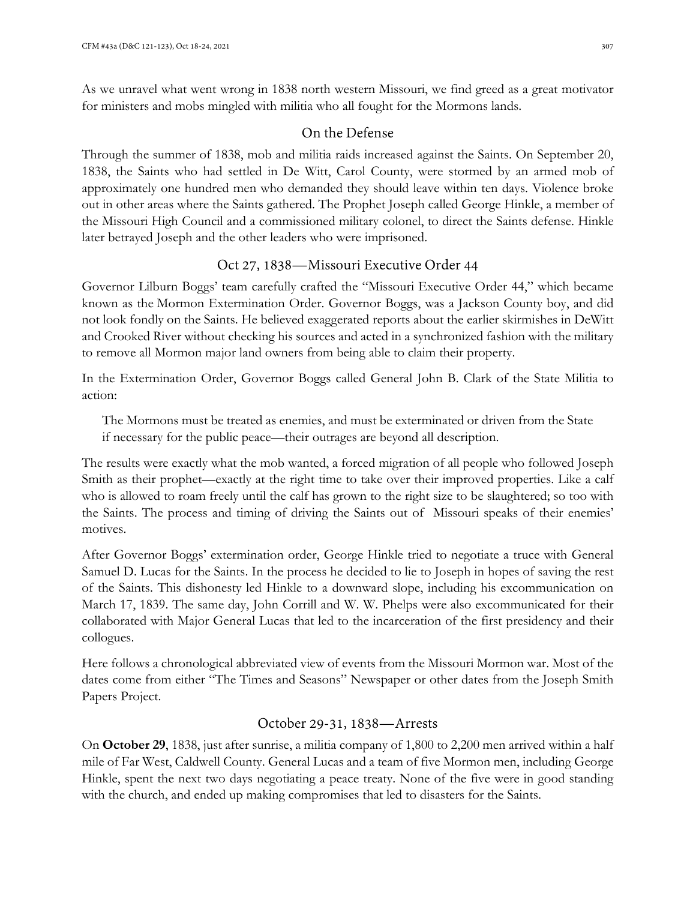As we unravel what went wrong in 1838 north western Missouri, we find greed as a great motivator for ministers and mobs mingled with militia who all fought for the Mormons lands.

## On the Defense

Through the summer of 1838, mob and militia raids increased against the Saints. On September 20, 1838, the Saints who had settled in De Witt, Carol County, were stormed by an armed mob of approximately one hundred men who demanded they should leave within ten days. Violence broke out in other areas where the Saints gathered. The Prophet Joseph called George Hinkle, a member of the Missouri High Council and a commissioned military colonel, to direct the Saints defense. Hinkle later betrayed Joseph and the other leaders who were imprisoned.

## Oct 27, 1838—Missouri Executive Order 44

Governor Lilburn Boggs' team carefully crafted the "Missouri Executive Order 44," which became known as the Mormon Extermination Order. Governor Boggs, was a Jackson County boy, and did not look fondly on the Saints. He believed exaggerated reports about the earlier skirmishes in DeWitt and Crooked River without checking his sources and acted in a synchronized fashion with the military to remove all Mormon major land owners from being able to claim their property.

In the Extermination Order, Governor Boggs called General John B. Clark of the State Militia to action:

> The Mormons must be treated as enemies, and must be exterminated or driven from the State if necessary for the public peace—their outrages are beyond all description.

The results were exactly what the mob wanted, a forced migration of all people who followed Joseph Smith as their prophet—exactly at the right time to take over their improved properties. Like a calf who is allowed to roam freely until the calf has grown to the right size to be slaughtered; so too with the Saints. The process and timing of driving the Saints out of Missouri speaks of their enemies' motives.

After Governor Boggs' extermination order, George Hinkle tried to negotiate a truce with General Samuel D. Lucas for the Saints. In the process he decided to lie to Joseph in hopes of saving the rest of the Saints. This dishonesty led Hinkle to a downward slope, including his excommunication on March 17, 1839. The same day, John Corrill and W. W. Phelps were also excommunicated for their collaborated with Major General Lucas that led to the incarceration of the first presidency and their collogues.

Here follows a chronological abbreviated view of events from the Missouri Mormon war. Most of the dates come from either "The Times and Seasons" Newspaper or other dates from the Joseph Smith Papers Project.

## October 29-31, 1838—Arrests

On **October 29**, 1838, just after sunrise, a militia company of 1,800 to 2,200 men arrived within a half mile of Far West, Caldwell County. General Lucas and a team of five Mormon men, including George Hinkle, spent the next two days negotiating a peace treaty. None of the five were in good standing with the church, and ended up making compromises that led to disasters for the Saints.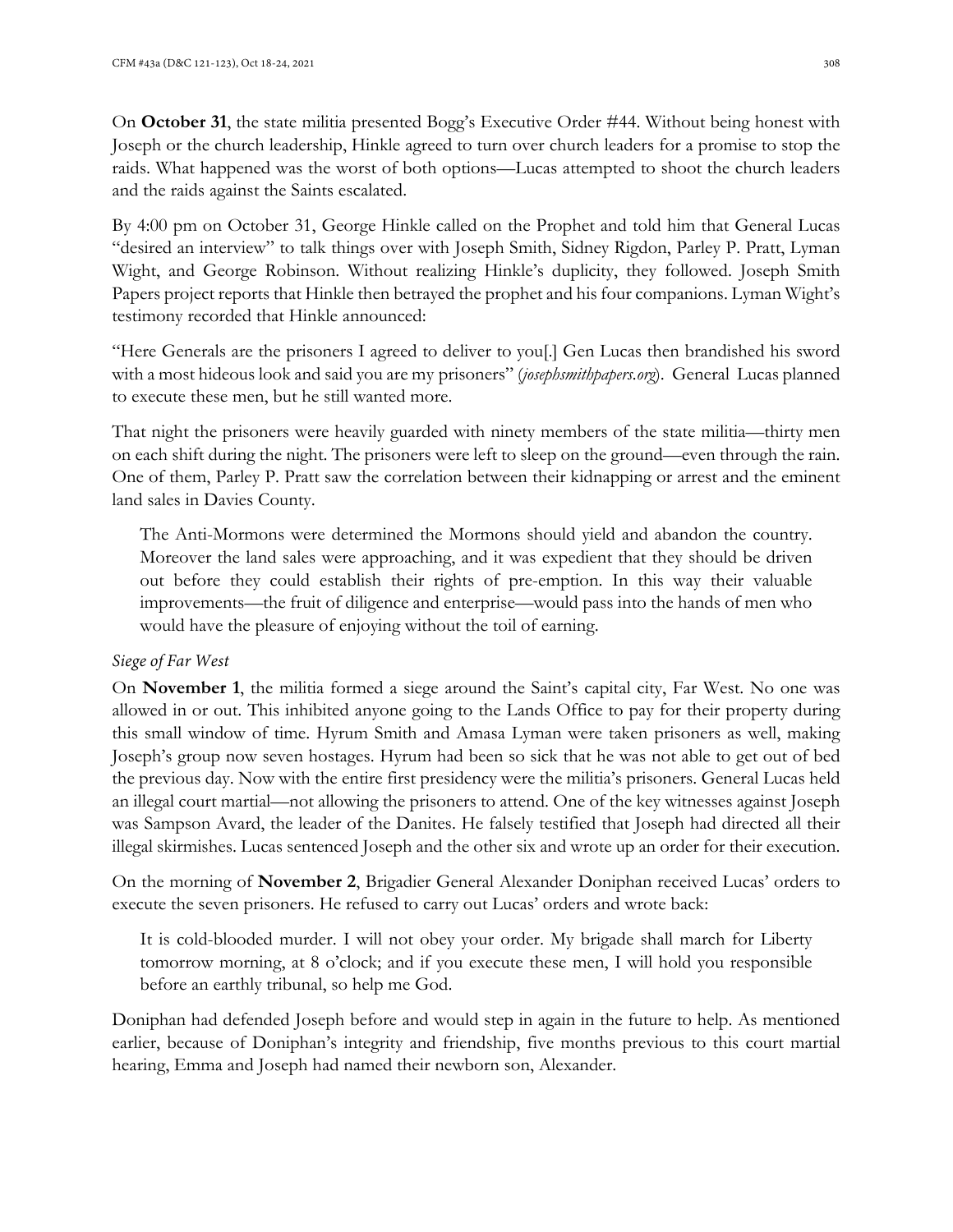On **October 31**, the state militia presented Bogg's Executive Order #44. Without being honest with Joseph or the church leadership, Hinkle agreed to turn over church leaders for a promise to stop the raids. What happened was the worst of both options—Lucas attempted to shoot the church leaders and the raids against the Saints escalated.

By 4:00 pm on October 31, George Hinkle called on the Prophet and told him that General Lucas "desired an interview" to talk things over with Joseph Smith, Sidney Rigdon, Parley P. Pratt, Lyman Wight, and George Robinson. Without realizing Hinkle's duplicity, they followed. Joseph Smith Papers project reports that Hinkle then betrayed the prophet and his four companions. Lyman Wight's testimony recorded that Hinkle announced:

"Here Generals are the prisoners I agreed to deliver to you[.] Gen Lucas then brandished his sword with a most hideous look and said you are my prisoners" (*josephsmithpapers.org*). General Lucas planned to execute these men, but he still wanted more.

That night the prisoners were heavily guarded with ninety members of the state militia—thirty men on each shift during the night. The prisoners were left to sleep on the ground—even through the rain. One of them, Parley P. Pratt saw the correlation between their kidnapping or arrest and the eminent land sales in Davies County.

> The Anti-Mormons were determined the Mormons should yield and abandon the country. Moreover the land sales were approaching, and it was expedient that they should be driven out before they could establish their rights of pre-emption. In this way their valuable improvements—the fruit of diligence and enterprise—would pass into the hands of men who would have the pleasure of enjoying without the toil of earning.

*Siege of Far West*

On **November 1**, the militia formed a siege around the Saint's capital city, Far West. No one was allowed in or out. This inhibited anyone going to the Lands Office to pay for their property during this small window of time. Hyrum Smith and Amasa Lyman were taken prisoners as well, making Joseph's group now seven hostages. Hyrum had been so sick that he was not able to get out of bed the previous day. Now with the entire first presidency were the militia's prisoners. General Lucas held an illegal court martial—not allowing the prisoners to attend. One of the key witnesses against Joseph was Sampson Avard, the leader of the Danites. He falsely testified that Joseph had directed all their illegal skirmishes. Lucas sentenced Joseph and the other six and wrote up an order for their execution.

On the morning of **November 2**, Brigadier General Alexander Doniphan received Lucas' orders to execute the seven prisoners. He refused to carry out Lucas' orders and wrote back:

> It is cold-blooded murder. I will not obey your order. My brigade shall march for Liberty tomorrow morning, at 8 o'clock; and if you execute these men, I will hold you responsible before an earthly tribunal, so help me God.

Doniphan had defended Joseph before and would step in again in the future to help. As mentioned earlier, because of Doniphan's integrity and friendship, five months previous to this court martial hearing, Emma and Joseph had named their newborn son, Alexander.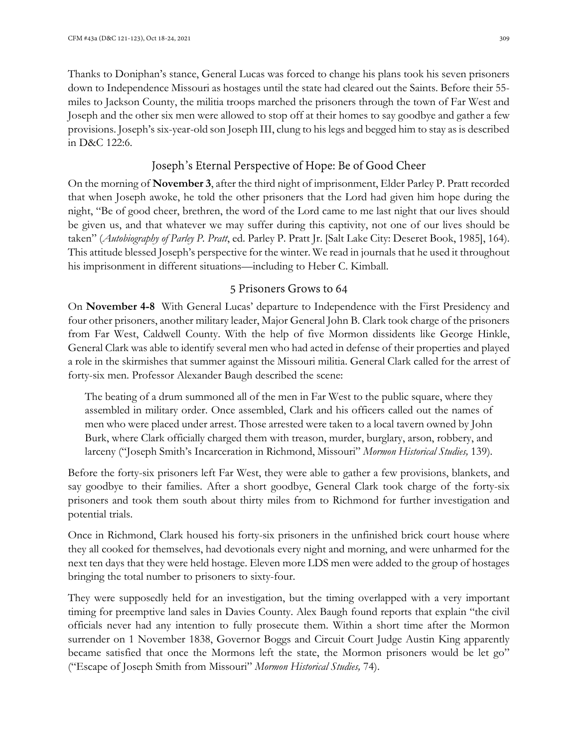Thanks to Doniphan's stance, General Lucas was forced to change his plans took his seven prisoners down to Independence Missouri as hostages until the state had cleared out the Saints. Before their 55-miles to Jackson County, the militia troops marched the prisoners through the town of Far West and Joseph and the other six men were allowed to stop off at their homes to say goodbye and gather a few provisions. Joseph's six-year-old son Joseph III, clung to his legs and begged him to stay as is described in D&C 122:6.

## Joseph's Eternal Perspective of Hope: Be of Good Cheer

On the morning of **November 3**, after the third night of imprisonment, Elder Parley P. Pratt recorded that when Joseph awoke, he told the other prisoners that the Lord had given him hope during the night, "Be of good cheer, brethren, the word of the Lord came to me last night that our lives should be given us, and that whatever we may suffer during this captivity, not one of our lives should be taken" (*Autobiography of Parley P. Pratt*, ed. Parley P. Pratt Jr. [Salt Lake City: Deseret Book, 1985], 164). This attitude blessed Joseph's perspective for the winter. We read in journals that he used it throughout his imprisonment in different situations—including to Heber C. Kimball.

## 5 Prisoners Grows to 64

On **November 4-8** With General Lucas' departure to Independence with the First Presidency and four other prisoners, another military leader, Major General John B. Clark took charge of the prisoners from Far West, Caldwell County. With the help of five Mormon dissidents like George Hinkle, General Clark was able to identify several men who had acted in defense of their properties and played a role in the skirmishes that summer against the Missouri militia. General Clark called for the arrest of forty-six men. Professor Alexander Baugh described the scene:

> The beating of a drum summoned all of the men in Far West to the public square, where they assembled in military order. Once assembled, Clark and his officers called out the names of men who were placed under arrest. Those arrested were taken to a local tavern owned by John Burk, where Clark officially charged them with treason, murder, burglary, arson, robbery, and larceny ("Joseph Smith's Incarceration in Richmond, Missouri" *Mormon Historical Studies,* 139).

Before the forty-six prisoners left Far West, they were able to gather a few provisions, blankets, and say goodbye to their families. After a short goodbye, General Clark took charge of the forty-six prisoners and took them south about thirty miles from to Richmond for further investigation and potential trials.

Once in Richmond, Clark housed his forty-six prisoners in the unfinished brick court house where they all cooked for themselves, had devotionals every night and morning, and were unharmed for the next ten days that they were held hostage. Eleven more LDS men were added to the group of hostages bringing the total number to prisoners to sixty-four.

They were supposedly held for an investigation, but the timing overlapped with a very important timing for preemptive land sales in Davies County. Alex Baugh found reports that explain "the civil officials never had any intention to fully prosecute them. Within a short time after the Mormon surrender on 1 November 1838, Governor Boggs and Circuit Court Judge Austin King apparently became satisfied that once the Mormons left the state, the Mormon prisoners would be let go" ("Escape of Joseph Smith from Missouri" *Mormon Historical Studies,* 74).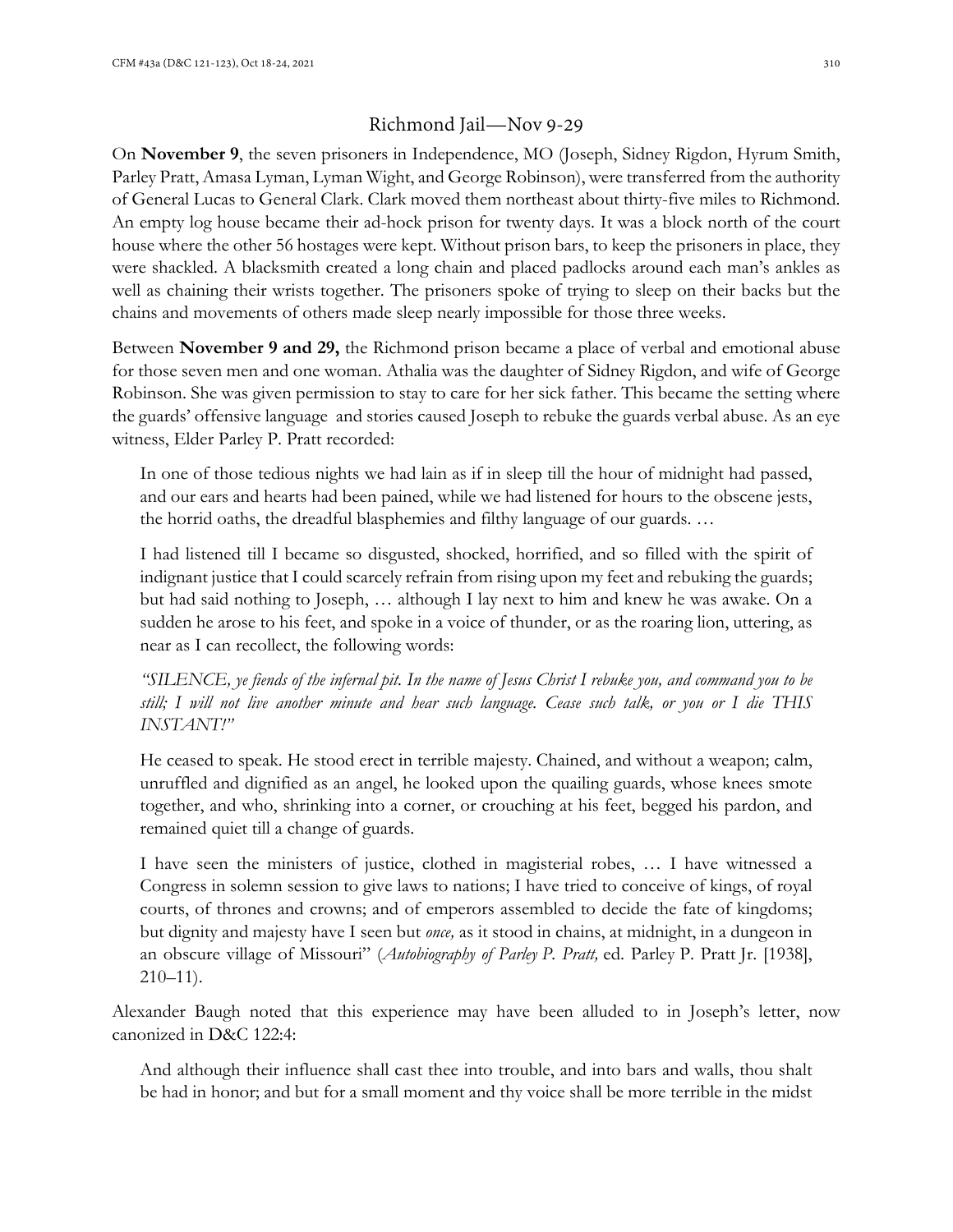## Richmond Jail—Nov 9-29

On **November 9**, the seven prisoners in Independence, MO (Joseph, Sidney Rigdon, Hyrum Smith, Parley Pratt, Amasa Lyman, Lyman Wight, and George Robinson), were transferred from the authority of General Lucas to General Clark. Clark moved them northeast about thirty-five miles to Richmond. An empty log house became their ad-hock prison for twenty days. It was a block north of the court house where the other 56 hostages were kept. Without prison bars, to keep the prisoners in place, they were shackled. A blacksmith created a long chain and placed padlocks around each man's ankles as well as chaining their wrists together. The prisoners spoke of trying to sleep on their backs but the chains and movements of others made sleep nearly impossible for those three weeks.

Between **November 9 and 29,** the Richmond prison became a place of verbal and emotional abuse for those seven men and one woman. Athalia was the daughter of Sidney Rigdon, and wife of George Robinson. She was given permission to stay to care for her sick father. This became the setting where the guards' offensive language and stories caused Joseph to rebuke the guards verbal abuse. As an eye witness, Elder Parley P. Pratt recorded:

> In one of those tedious nights we had lain as if in sleep till the hour of midnight had passed, and our ears and hearts had been pained, while we had listened for hours to the obscene jests, the horrid oaths, the dreadful blasphemies and filthy language of our guards. …
>
> I had listened till I became so disgusted, shocked, horrified, and so filled with the spirit of indignant justice that I could scarcely refrain from rising upon my feet and rebuking the guards; but had said nothing to Joseph, … although I lay next to him and knew he was awake. On a sudden he arose to his feet, and spoke in a voice of thunder, or as the roaring lion, uttering, as near as I can recollect, the following words:
>
> *"SILENCE, ye fiends of the infernal pit. In the name of Jesus Christ I rebuke you, and command you to be still; I will not live another minute and hear such language. Cease such talk, or you or I die THIS INSTANT!"*
>
> He ceased to speak. He stood erect in terrible majesty. Chained, and without a weapon; calm, unruffled and dignified as an angel, he looked upon the quailing guards, whose knees smote together, and who, shrinking into a corner, or crouching at his feet, begged his pardon, and remained quiet till a change of guards.
>
> I have seen the ministers of justice, clothed in magisterial robes, … I have witnessed a Congress in solemn session to give laws to nations; I have tried to conceive of kings, of royal courts, of thrones and crowns; and of emperors assembled to decide the fate of kingdoms; but dignity and majesty have I seen but *once,* as it stood in chains, at midnight, in a dungeon in an obscure village of Missouri" (*Autobiography of Parley P. Pratt,* ed. Parley P. Pratt Jr. [1938], 210–11).

Alexander Baugh noted that this experience may have been alluded to in Joseph's letter, now canonized in D&C 122:4:

> And although their influence shall cast thee into trouble, and into bars and walls, thou shalt be had in honor; and but for a small moment and thy voice shall be more terrible in the midst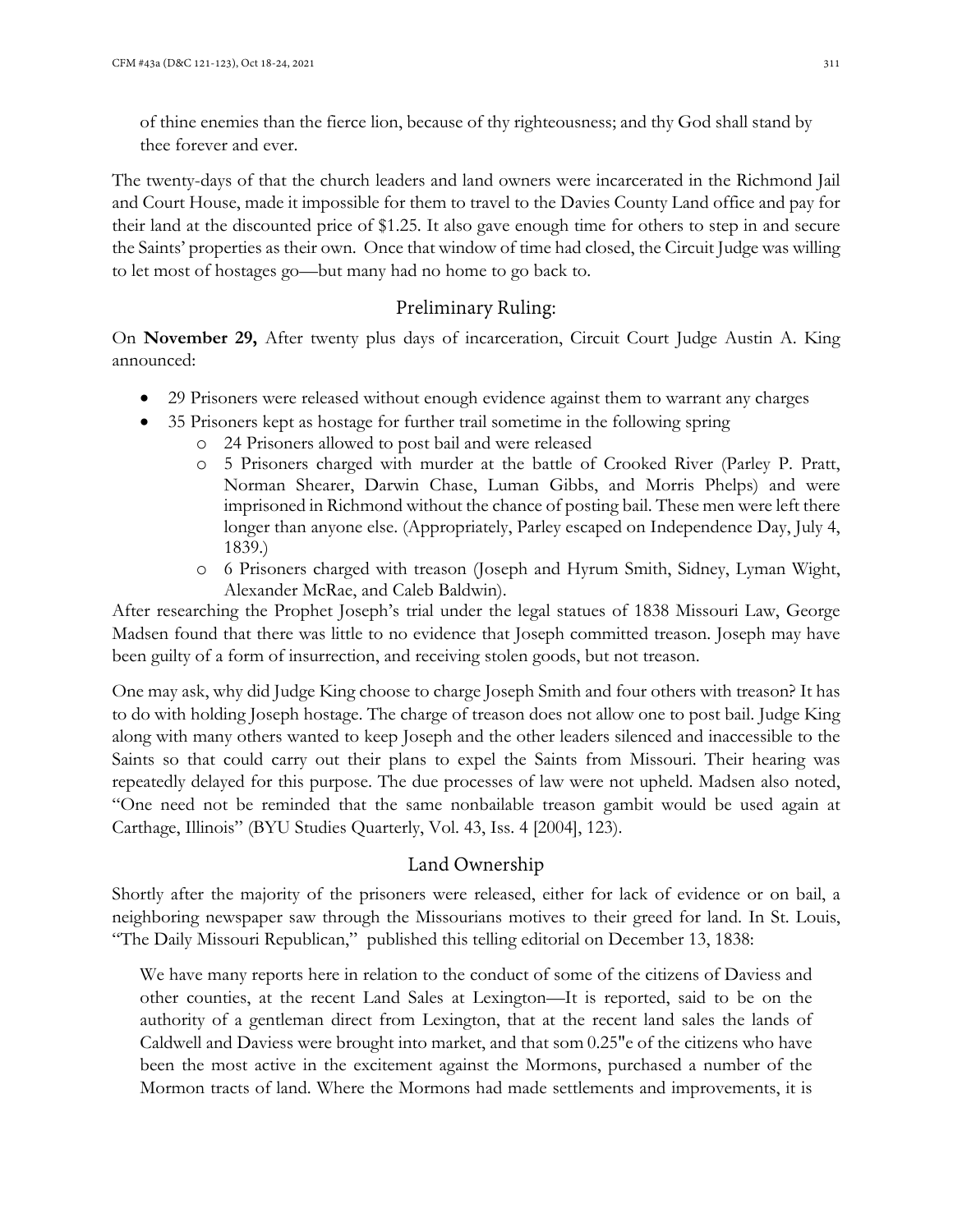of thine enemies than the fierce lion, because of thy righteousness; and thy God shall stand by thee forever and ever.

The twenty-days of that the church leaders and land owners were incarcerated in the Richmond Jail and Court House, made it impossible for them to travel to the Davies County Land office and pay for their land at the discounted price of $1.25. It also gave enough time for others to step in and secure the Saints' properties as their own. Once that window of time had closed, the Circuit Judge was willing to let most of hostages go—but many had no home to go back to.

## Preliminary Ruling:

On **November 29,** After twenty plus days of incarceration, Circuit Court Judge Austin A. King announced:

- 29 Prisoners were released without enough evidence against them to warrant any charges
- 35 Prisoners kept as hostage for further trail sometime in the following spring
    - 24 Prisoners allowed to post bail and were released
    - 5 Prisoners charged with murder at the battle of Crooked River (Parley P. Pratt, Norman Shearer, Darwin Chase, Luman Gibbs, and Morris Phelps) and were imprisoned in Richmond without the chance of posting bail. These men were left there longer than anyone else. (Appropriately, Parley escaped on Independence Day, July 4, 1839.)
    - 6 Prisoners charged with treason (Joseph and Hyrum Smith, Sidney, Lyman Wight, Alexander McRae, and Caleb Baldwin).

After researching the Prophet Joseph's trial under the legal statues of 1838 Missouri Law, George Madsen found that there was little to no evidence that Joseph committed treason. Joseph may have been guilty of a form of insurrection, and receiving stolen goods, but not treason.

One may ask, why did Judge King choose to charge Joseph Smith and four others with treason? It has to do with holding Joseph hostage. The charge of treason does not allow one to post bail. Judge King along with many others wanted to keep Joseph and the other leaders silenced and inaccessible to the Saints so that could carry out their plans to expel the Saints from Missouri. Their hearing was repeatedly delayed for this purpose. The due processes of law were not upheld. Madsen also noted, "One need not be reminded that the same nonbailable treason gambit would be used again at Carthage, Illinois" (BYU Studies Quarterly, Vol. 43, Iss. 4 [2004], 123).

## Land Ownership

Shortly after the majority of the prisoners were released, either for lack of evidence or on bail, a neighboring newspaper saw through the Missourians motives to their greed for land. In St. Louis, "The Daily Missouri Republican," published this telling editorial on December 13, 1838:

> We have many reports here in relation to the conduct of some of the citizens of Daviess and other counties, at the recent Land Sales at Lexington—It is reported, said to be on the authority of a gentleman direct from Lexington, that at the recent land sales the lands of Caldwell and Daviess were brought into market, and that som 0.25"e of the citizens who have been the most active in the excitement against the Mormons, purchased a number of the Mormon tracts of land. Where the Mormons had made settlements and improvements, it is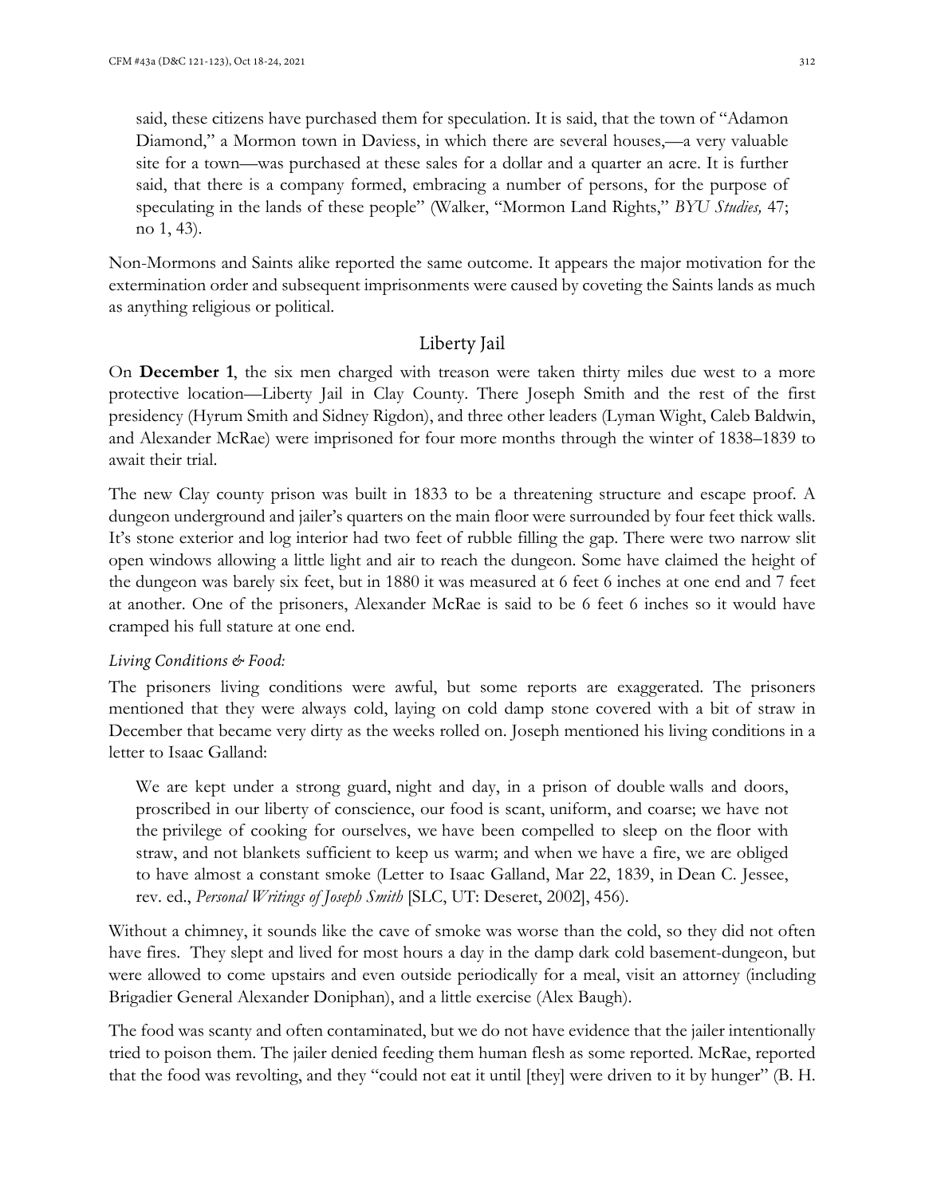> said, these citizens have purchased them for speculation. It is said, that the town of "Adamon Diamond," a Mormon town in Daviess, in which there are several houses,—a very valuable site for a town—was purchased at these sales for a dollar and a quarter an acre. It is further said, that there is a company formed, embracing a number of persons, for the purpose of speculating in the lands of these people" (Walker, "Mormon Land Rights," *BYU Studies,* 47; no 1, 43).

Non-Mormons and Saints alike reported the same outcome. It appears the major motivation for the extermination order and subsequent imprisonments were caused by coveting the Saints lands as much as anything religious or political.

## Liberty Jail

On **December 1**, the six men charged with treason were taken thirty miles due west to a more protective location—Liberty Jail in Clay County. There Joseph Smith and the rest of the first presidency (Hyrum Smith and Sidney Rigdon), and three other leaders (Lyman Wight, Caleb Baldwin, and Alexander McRae) were imprisoned for four more months through the winter of 1838–1839 to await their trial.

The new Clay county prison was built in 1833 to be a threatening structure and escape proof. A dungeon underground and jailer's quarters on the main floor were surrounded by four feet thick walls. It's stone exterior and log interior had two feet of rubble filling the gap. There were two narrow slit open windows allowing a little light and air to reach the dungeon. Some have claimed the height of the dungeon was barely six feet, but in 1880 it was measured at 6 feet 6 inches at one end and 7 feet at another. One of the prisoners, Alexander McRae is said to be 6 feet 6 inches so it would have cramped his full stature at one end.

*Living Conditions & Food:*

The prisoners living conditions were awful, but some reports are exaggerated. The prisoners mentioned that they were always cold, laying on cold damp stone covered with a bit of straw in December that became very dirty as the weeks rolled on. Joseph mentioned his living conditions in a letter to Isaac Galland:

> We are kept under a strong guard, night and day, in a prison of double walls and doors, proscribed in our liberty of conscience, our food is scant, uniform, and coarse; we have not the privilege of cooking for ourselves, we have been compelled to sleep on the floor with straw, and not blankets sufficient to keep us warm; and when we have a fire, we are obliged to have almost a constant smoke (Letter to Isaac Galland, Mar 22, 1839, in Dean C. Jessee, rev. ed., *Personal Writings of Joseph Smith* [SLC, UT: Deseret, 2002], 456).

Without a chimney, it sounds like the cave of smoke was worse than the cold, so they did not often have fires. They slept and lived for most hours a day in the damp dark cold basement-dungeon, but were allowed to come upstairs and even outside periodically for a meal, visit an attorney (including Brigadier General Alexander Doniphan), and a little exercise (Alex Baugh).

The food was scanty and often contaminated, but we do not have evidence that the jailer intentionally tried to poison them. The jailer denied feeding them human flesh as some reported. McRae, reported that the food was revolting, and they "could not eat it until [they] were driven to it by hunger" (B. H.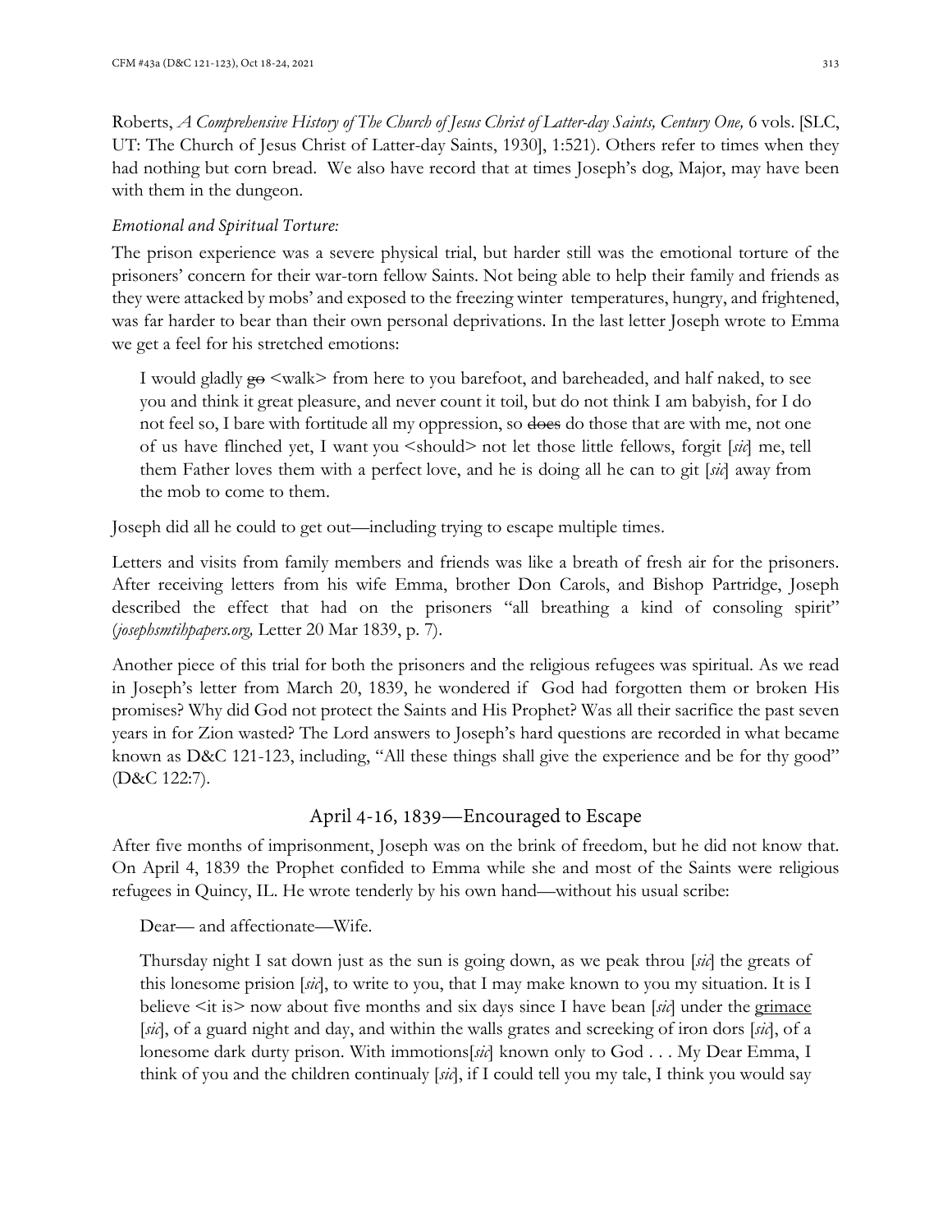Roberts, *A Comprehensive History of The Church of Jesus Christ of Latter-day Saints, Century One,* 6 vols. [SLC, UT: The Church of Jesus Christ of Latter-day Saints, 1930], 1:521). Others refer to times when they had nothing but corn bread. We also have record that at times Joseph's dog, Major, may have been with them in the dungeon.

*Emotional and Spiritual Torture:*

The prison experience was a severe physical trial, but harder still was the emotional torture of the prisoners' concern for their war-torn fellow Saints. Not being able to help their family and friends as they were attacked by mobs' and exposed to the freezing winter temperatures, hungry, and frightened, was far harder to bear than their own personal deprivations. In the last letter Joseph wrote to Emma we get a feel for his stretched emotions:

> I would gladly ~~go~~ <walk> from here to you barefoot, and bareheaded, and half naked, to see you and think it great pleasure, and never count it toil, but do not think I am babyish, for I do not feel so, I bare with fortitude all my oppression, so ~~does~~ do those that are with me, not one of us have flinched yet, I want you <should> not let those little fellows, forgit [*sic*] me, tell them Father loves them with a perfect love, and he is doing all he can to git [*sic*] away from the mob to come to them.

Joseph did all he could to get out—including trying to escape multiple times.

Letters and visits from family members and friends was like a breath of fresh air for the prisoners. After receiving letters from his wife Emma, brother Don Carols, and Bishop Partridge, Joseph described the effect that had on the prisoners "all breathing a kind of consoling spirit" (*josephsmtihpapers.org,* Letter 20 Mar 1839, p. 7).

Another piece of this trial for both the prisoners and the religious refugees was spiritual. As we read in Joseph's letter from March 20, 1839, he wondered if God had forgotten them or broken His promises? Why did God not protect the Saints and His Prophet? Was all their sacrifice the past seven years in for Zion wasted? The Lord answers to Joseph's hard questions are recorded in what became known as D&C 121-123, including, "All these things shall give the experience and be for thy good" (D&C 122:7).

## April 4-16, 1839—Encouraged to Escape

After five months of imprisonment, Joseph was on the brink of freedom, but he did not know that. On April 4, 1839 the Prophet confided to Emma while she and most of the Saints were religious refugees in Quincy, IL. He wrote tenderly by his own hand—without his usual scribe:

> Dear— and affectionate—Wife.
>
> Thursday night I sat down just as the sun is going down, as we peak throu [*sic*] the greats of this lonesome prision [*sic*], to write to you, that I may make known to you my situation. It is I believe <it is> now about five months and six days since I have bean [*sic*] under the <u>grimace</u> [*sic*], of a guard night and day, and within the walls grates and screeking of iron dors [*sic*], of a lonesome dark durty prison. With immotions[*sic*] known only to God . . . My Dear Emma, I think of you and the children continualy [*sic*], if I could tell you my tale, I think you would say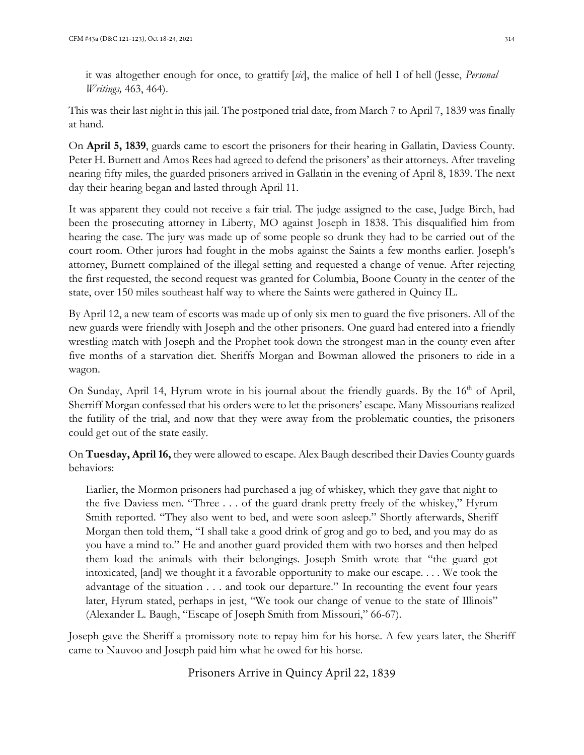it was altogether enough for once, to grattify [*sic*], the malice of hell I of hell (Jesse, *Personal Writings,* 463, 464).

This was their last night in this jail. The postponed trial date, from March 7 to April 7, 1839 was finally at hand.

On **April 5, 1839**, guards came to escort the prisoners for their hearing in Gallatin, Daviess County. Peter H. Burnett and Amos Rees had agreed to defend the prisoners' as their attorneys. After traveling nearing fifty miles, the guarded prisoners arrived in Gallatin in the evening of April 8, 1839. The next day their hearing began and lasted through April 11.

It was apparent they could not receive a fair trial. The judge assigned to the case, Judge Birch, had been the prosecuting attorney in Liberty, MO against Joseph in 1838. This disqualified him from hearing the case. The jury was made up of some people so drunk they had to be carried out of the court room. Other jurors had fought in the mobs against the Saints a few months earlier. Joseph's attorney, Burnett complained of the illegal setting and requested a change of venue. After rejecting the first requested, the second request was granted for Columbia, Boone County in the center of the state, over 150 miles southeast half way to where the Saints were gathered in Quincy IL.

By April 12, a new team of escorts was made up of only six men to guard the five prisoners. All of the new guards were friendly with Joseph and the other prisoners. One guard had entered into a friendly wrestling match with Joseph and the Prophet took down the strongest man in the county even after five months of a starvation diet. Sheriffs Morgan and Bowman allowed the prisoners to ride in a wagon.

On Sunday, April 14, Hyrum wrote in his journal about the friendly guards. By the 16th of April, Sherriff Morgan confessed that his orders were to let the prisoners' escape. Many Missourians realized the futility of the trial, and now that they were away from the problematic counties, the prisoners could get out of the state easily.

On **Tuesday, April 16,** they were allowed to escape. Alex Baugh described their Davies County guards behaviors:

> Earlier, the Mormon prisoners had purchased a jug of whiskey, which they gave that night to the five Daviess men. "Three . . . of the guard drank pretty freely of the whiskey," Hyrum Smith reported. "They also went to bed, and were soon asleep." Shortly afterwards, Sheriff Morgan then told them, "I shall take a good drink of grog and go to bed, and you may do as you have a mind to." He and another guard provided them with two horses and then helped them load the animals with their belongings. Joseph Smith wrote that "the guard got intoxicated, [and] we thought it a favorable opportunity to make our escape. . . . We took the advantage of the situation . . . and took our departure." In recounting the event four years later, Hyrum stated, perhaps in jest, "We took our change of venue to the state of Illinois" (Alexander L. Baugh, "Escape of Joseph Smith from Missouri," 66-67).

Joseph gave the Sheriff a promissory note to repay him for his horse. A few years later, the Sheriff came to Nauvoo and Joseph paid him what he owed for his horse.

## Prisoners Arrive in Quincy April 22, 1839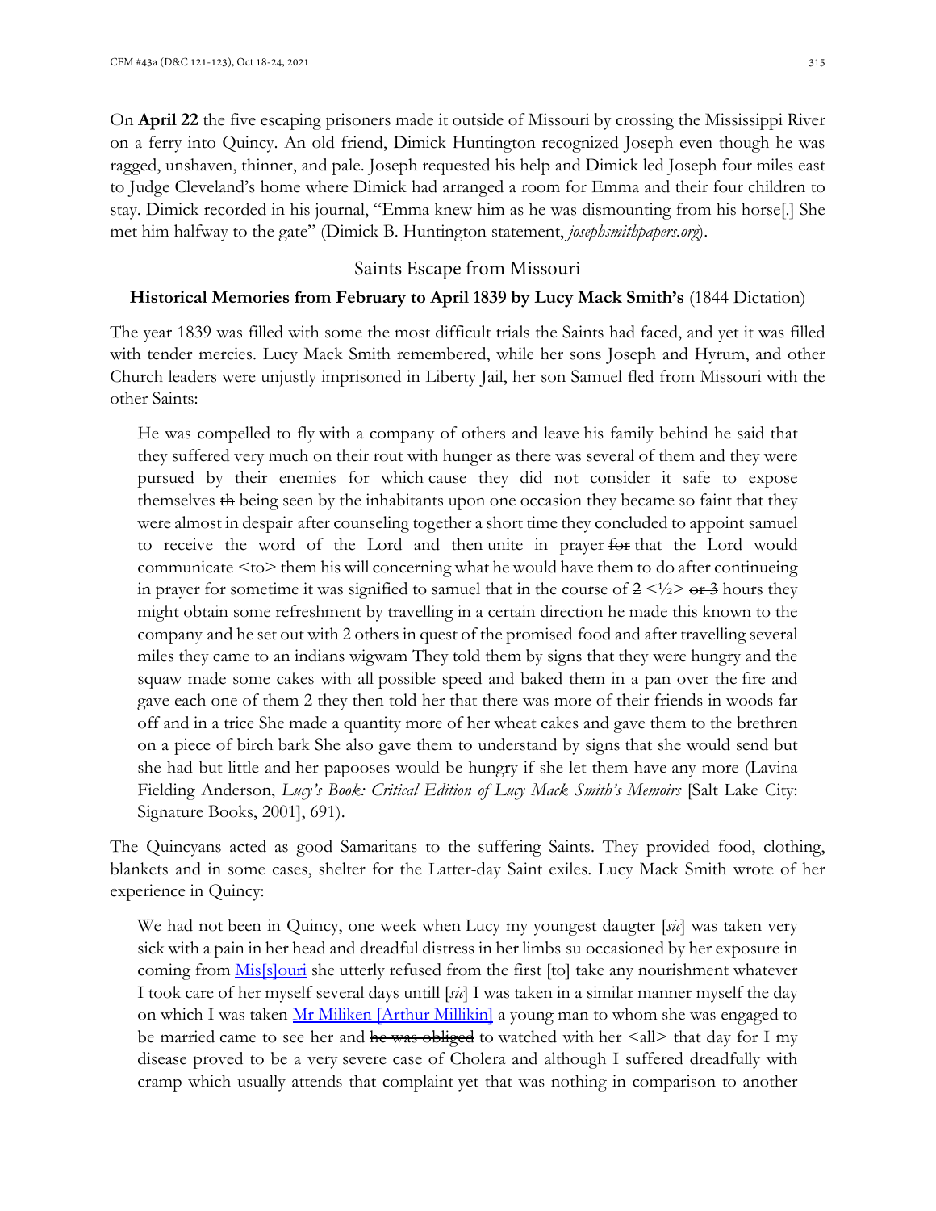On **April 22** the five escaping prisoners made it outside of Missouri by crossing the Mississippi River on a ferry into Quincy. An old friend, Dimick Huntington recognized Joseph even though he was ragged, unshaven, thinner, and pale. Joseph requested his help and Dimick led Joseph four miles east to Judge Cleveland's home where Dimick had arranged a room for Emma and their four children to stay. Dimick recorded in his journal, "Emma knew him as he was dismounting from his horse[.] She met him halfway to the gate" (Dimick B. Huntington statement, *josephsmithpapers.org*).

## Saints Escape from Missouri

**Historical Memories from February to April 1839 by Lucy Mack Smith's** (1844 Dictation)

The year 1839 was filled with some the most difficult trials the Saints had faced, and yet it was filled with tender mercies. Lucy Mack Smith remembered, while her sons Joseph and Hyrum, and other Church leaders were unjustly imprisoned in Liberty Jail, her son Samuel fled from Missouri with the other Saints:

> He was compelled to fly with a company of others and leave his family behind he said that they suffered very much on their rout with hunger as there was several of them and they were pursued by their enemies for which cause they did not consider it safe to expose themselves ~~th~~ being seen by the inhabitants upon one occasion they became so faint that they were almost in despair after counseling together a short time they concluded to appoint samuel to receive the word of the Lord and then unite in prayer ~~for~~ that the Lord would communicate <to> them his will concerning what he would have them to do after continueing in prayer for sometime it was signified to samuel that in the course of ~~2~~ <½> ~~or 3~~ hours they might obtain some refreshment by travelling in a certain direction he made this known to the company and he set out with 2 others in quest of the promised food and after travelling several miles they came to an indians wigwam They told them by signs that they were hungry and the squaw made some cakes with all possible speed and baked them in a pan over the fire and gave each one of them 2 they then told her that there was more of their friends in woods far off and in a trice She made a quantity more of her wheat cakes and gave them to the brethren on a piece of birch bark She also gave them to understand by signs that she would send but she had but little and her papooses would be hungry if she let them have any more (Lavina Fielding Anderson, *Lucy's Book: Critical Edition of Lucy Mack Smith's Memoirs* [Salt Lake City: Signature Books, 2001], 691).

The Quincyans acted as good Samaritans to the suffering Saints. They provided food, clothing, blankets and in some cases, shelter for the Latter-day Saint exiles. Lucy Mack Smith wrote of her experience in Quincy:

> We had not been in Quincy, one week when Lucy my youngest daugter [*sic*] was taken very sick with a pain in her head and dreadful distress in her limbs ~~su~~ occasioned by her exposure in coming from Mis[s]ouri she utterly refused from the first [to] take any nourishment whatever I took care of her myself several days untill [*sic*] I was taken in a similar manner myself the day on which I was taken Mr Miliken [Arthur Millikin] a young man to whom she was engaged to be married came to see her and ~~he was obliged~~ to watched with her <all> that day for I my disease proved to be a very severe case of Cholera and although I suffered dreadfully with cramp which usually attends that complaint yet that was nothing in comparison to another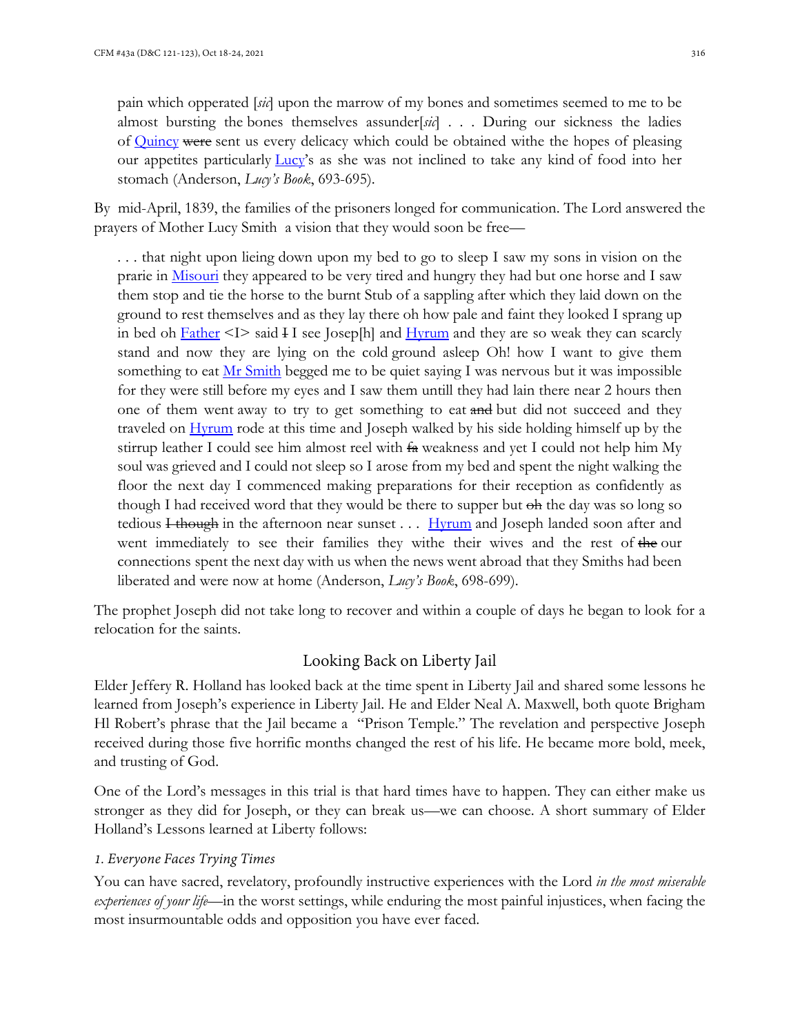pain which opperated [*sic*] upon the marrow of my bones and sometimes seemed to me to be almost bursting the bones themselves assunder[*sic*] . . . During our sickness the ladies of Quincy ~~were~~ sent us every delicacy which could be obtained withe the hopes of pleasing our appetites particularly Lucy's as she was not inclined to take any kind of food into her stomach (Anderson, *Lucy's Book*, 693-695).

By mid-April, 1839, the families of the prisoners longed for communication. The Lord answered the prayers of Mother Lucy Smith a vision that they would soon be free—

> . . . that night upon lieing down upon my bed to go to sleep I saw my sons in vision on the prarie in Misouri they appeared to be very tired and hungry they had but one horse and I saw them stop and tie the horse to the burnt Stub of a sappling after which they laid down on the ground to rest themselves and as they lay there oh how pale and faint they looked I sprang up in bed oh Father <I> said ~~I~~ I see Josep[h] and Hyrum and they are so weak they can scarcly stand and now they are lying on the cold ground asleep Oh! how I want to give them something to eat Mr Smith begged me to be quiet saying I was nervous but it was impossible for they were still before my eyes and I saw them untill they had lain there near 2 hours then one of them went away to try to get something to eat ~~and~~ but did not succeed and they traveled on Hyrum rode at this time and Joseph walked by his side holding himself up by the stirrup leather I could see him almost reel with ~~fa~~ weakness and yet I could not help him My soul was grieved and I could not sleep so I arose from my bed and spent the night walking the floor the next day I commenced making preparations for their reception as confidently as though I had received word that they would be there to supper but ~~oh~~ the day was so long so tedious ~~I though~~ in the afternoon near sunset . . . Hyrum and Joseph landed soon after and went immediately to see their families they withe their wives and the rest of ~~the~~ our connections spent the next day with us when the news went abroad that they Smiths had been liberated and were now at home (Anderson, *Lucy's Book*, 698-699).

The prophet Joseph did not take long to recover and within a couple of days he began to look for a relocation for the saints.

## Looking Back on Liberty Jail

Elder Jeffery R. Holland has looked back at the time spent in Liberty Jail and shared some lessons he learned from Joseph's experience in Liberty Jail. He and Elder Neal A. Maxwell, both quote Brigham Hl Robert's phrase that the Jail became a "Prison Temple." The revelation and perspective Joseph received during those five horrific months changed the rest of his life. He became more bold, meek, and trusting of God.

One of the Lord's messages in this trial is that hard times have to happen. They can either make us stronger as they did for Joseph, or they can break us—we can choose. A short summary of Elder Holland's Lessons learned at Liberty follows:

*1. Everyone Faces Trying Times*

You can have sacred, revelatory, profoundly instructive experiences with the Lord *in the most miserable experiences of your life*—in the worst settings, while enduring the most painful injustices, when facing the most insurmountable odds and opposition you have ever faced.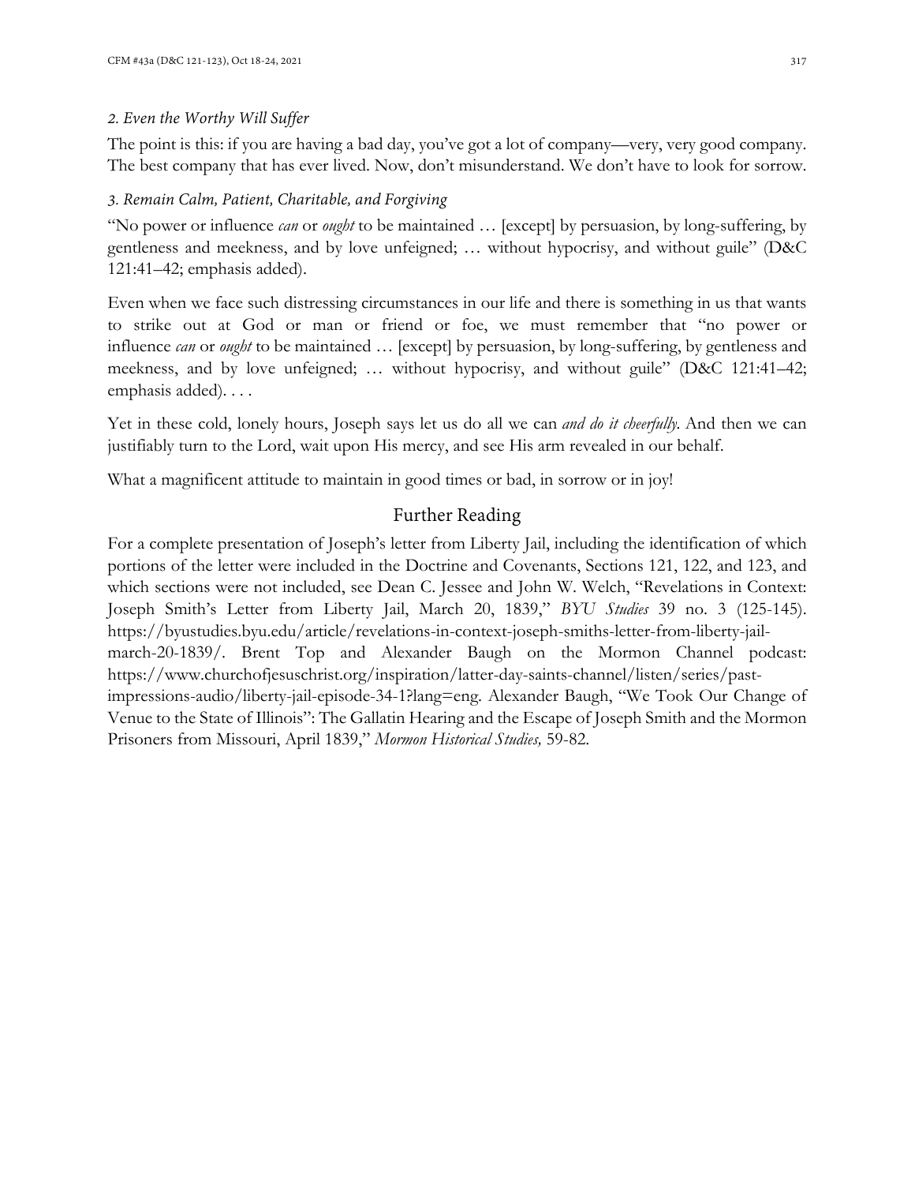### *2. Even the Worthy Will Suffer*

The point is this: if you are having a bad day, you've got a lot of company—very, very good company. The best company that has ever lived. Now, don't misunderstand. We don't have to look for sorrow.

### *3. Remain Calm, Patient, Charitable, and Forgiving*

"No power or influence *can* or *ought* to be maintained … [except] by persuasion, by long-suffering, by gentleness and meekness, and by love unfeigned; … without hypocrisy, and without guile" (D&C 121:41–42; emphasis added).

Even when we face such distressing circumstances in our life and there is something in us that wants to strike out at God or man or friend or foe, we must remember that "no power or influence *can* or *ought* to be maintained … [except] by persuasion, by long-suffering, by gentleness and meekness, and by love unfeigned; … without hypocrisy, and without guile" (D&C 121:41–42; emphasis added). . . .

Yet in these cold, lonely hours, Joseph says let us do all we can *and do it cheerfully*. And then we can justifiably turn to the Lord, wait upon His mercy, and see His arm revealed in our behalf.

What a magnificent attitude to maintain in good times or bad, in sorrow or in joy!

## Further Reading

For a complete presentation of Joseph's letter from Liberty Jail, including the identification of which portions of the letter were included in the Doctrine and Covenants, Sections 121, 122, and 123, and which sections were not included, see Dean C. Jessee and John W. Welch, "Revelations in Context: Joseph Smith's Letter from Liberty Jail, March 20, 1839," *BYU Studies* 39 no. 3 (125-145). https://byustudies.byu.edu/article/revelations-in-context-joseph-smiths-letter-from-liberty-jail-march-20-1839/. Brent Top and Alexander Baugh on the Mormon Channel podcast: https://www.churchofjesuschrist.org/inspiration/latter-day-saints-channel/listen/series/past-impressions-audio/liberty-jail-episode-34-1?lang=eng. Alexander Baugh, "We Took Our Change of Venue to the State of Illinois": The Gallatin Hearing and the Escape of Joseph Smith and the Mormon Prisoners from Missouri, April 1839," *Mormon Historical Studies,* 59-82.